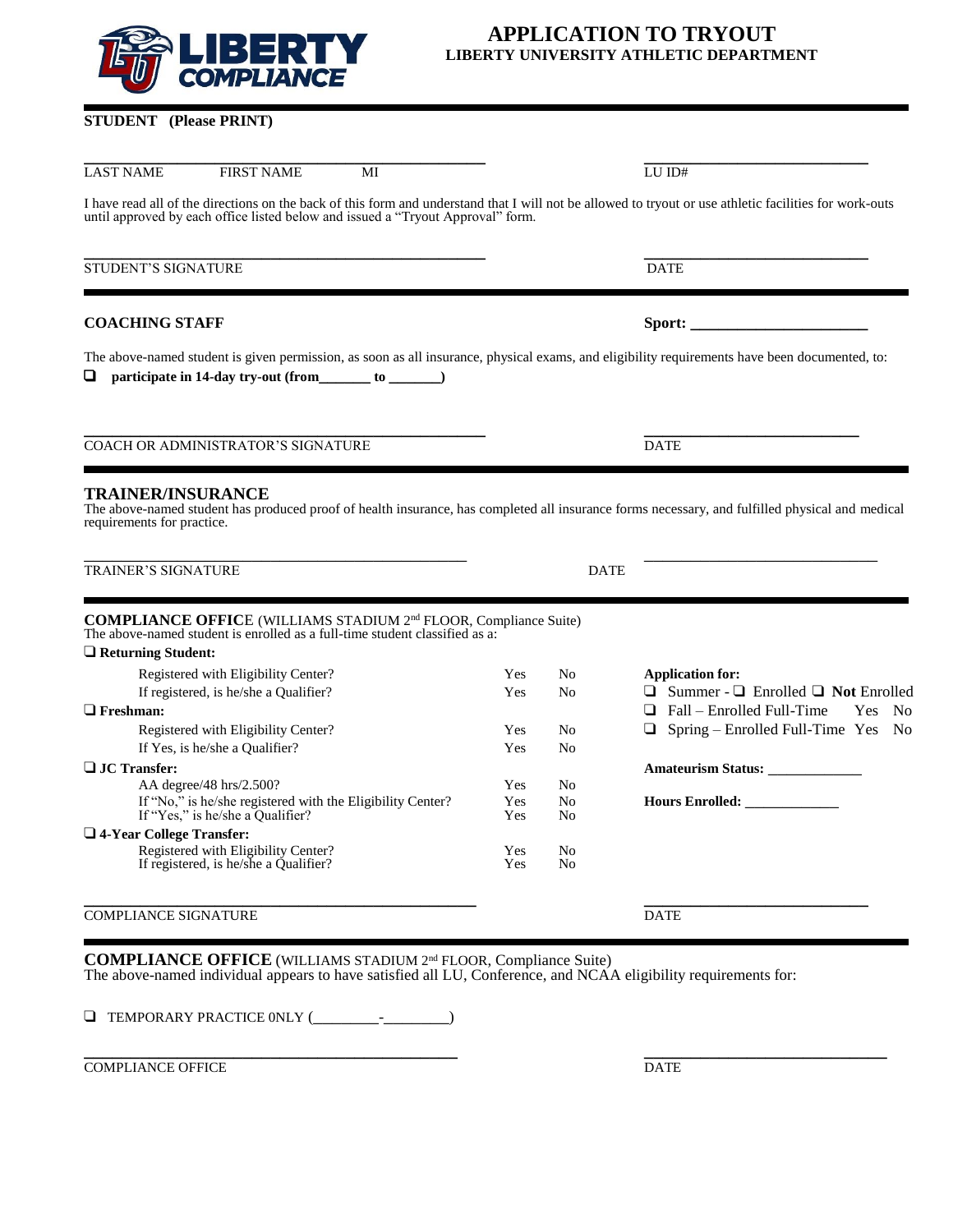# APPLICATION TO TRYOUT

## LIBERTY UNIVERSITY ATHLETIC DEPARTMENT

**STUDENT (Please PRINT)**

\_\_\_\_\_\_\_\_\_\_\_\_\_\_\_\_\_\_\_\_\_\_\_\_\_\_\_\_\_\_\_\_\_\_\_\_\_\_\_\_\_\_\_\_\_\_ \_\_\_\_\_\_\_\_\_\_\_\_\_\_\_\_\_\_\_\_\_\_\_\_\_\_

LAST NAME FIRST NAME MI LU ID#

I have read all of the directions on the back of this form and understand that I will not be allowed to tryout or use athletic facilities for work-outs until approved by each office listed below and issued a "Tryout Approval" form.

\_\_\_\_\_\_\_\_\_\_\_\_\_\_\_\_\_\_\_\_\_\_\_\_\_\_\_\_\_\_\_\_\_\_\_\_\_\_\_\_\_\_\_\_\_\_ \_\_\_\_\_\_\_\_\_\_\_\_\_\_\_\_\_\_\_\_\_\_\_\_\_\_

STUDENT'S SIGNATURE DATE

---

**COACHING STAFF** **Sport: \_\_\_\_\_\_\_\_\_\_\_\_\_\_\_\_\_\_\_\_\_\_**

The above-named student is given permission, as soon as all insurance, physical exams, and eligibility requirements have been documented, to:

- ❑ **participate in 14-day try-out (from\_\_\_\_\_\_\_ to \_\_\_\_\_\_\_)**

\_\_\_\_\_\_\_\_\_\_\_\_\_\_\_\_\_\_\_\_\_\_\_\_\_\_\_\_\_\_\_\_\_\_\_\_\_\_\_\_\_\_\_\_\_\_ \_\_\_\_\_\_\_\_\_\_\_\_\_\_\_\_\_\_\_\_\_\_\_\_\_\_

COACH OR ADMINISTRATOR'S SIGNATURE DATE

---

**TRAINER/INSURANCE**

The above-named student has produced proof of health insurance, has completed all insurance forms necessary, and fulfilled physical and medical requirements for practice.

\_\_\_\_\_\_\_\_\_\_\_\_\_\_\_\_\_\_\_\_\_\_\_\_\_\_\_\_\_\_\_\_\_\_\_\_\_\_\_\_\_\_\_\_\_\_ \_\_\_\_\_\_\_\_\_\_\_\_\_\_\_\_\_\_\_\_\_\_\_\_\_\_

TRAINER'S SIGNATURE DATE

---

**COMPLIANCE OFFICE** (WILLIAMS STADIUM 2nd FLOOR, Compliance Suite)
The above-named student is enrolled as a full-time student classified as a:

❑ **Returning Student:**
- Registered with Eligibility Center? Yes No
- If registered, is he/she a Qualifier? Yes No

❑ **Freshman:**
- Registered with Eligibility Center? Yes No
- If Yes, is he/she a Qualifier? Yes No

❑ **JC Transfer:**
- AA degree/48 hrs/2.500? Yes No
- If "No," is he/she registered with the Eligibility Center? Yes No
- If "Yes," is he/she a Qualifier? Yes No

❑ **4-Year College Transfer:**
- Registered with Eligibility Center? Yes No
- If registered, is he/she a Qualifier? Yes No

**Application for:**
- ❑ Summer - ❑ Enrolled ❑ **Not** Enrolled
- ❑ Fall – Enrolled Full-Time Yes No
- ❑ Spring – Enrolled Full-Time Yes No

**Amateurism Status:** \_\_\_\_\_\_\_\_\_\_\_\_\_

**Hours Enrolled:** \_\_\_\_\_\_\_\_\_\_\_\_\_

\_\_\_\_\_\_\_\_\_\_\_\_\_\_\_\_\_\_\_\_\_\_\_\_\_\_\_\_\_\_\_\_\_\_\_\_\_\_\_\_\_\_\_\_\_\_ \_\_\_\_\_\_\_\_\_\_\_\_\_\_\_\_\_\_\_\_\_\_\_\_\_\_

COMPLIANCE SIGNATURE DATE

---

**COMPLIANCE OFFICE** (WILLIAMS STADIUM 2nd FLOOR, Compliance Suite)
The above-named individual appears to have satisfied all LU, Conference, and NCAA eligibility requirements for:

- ❑ TEMPORARY PRACTICE 0NLY (\_\_\_\_\_\_\_\_\_-\_\_\_\_\_\_\_\_\_)

\_\_\_\_\_\_\_\_\_\_\_\_\_\_\_\_\_\_\_\_\_\_\_\_\_\_\_\_\_\_\_\_\_\_\_\_\_\_\_\_\_\_\_\_\_\_ \_\_\_\_\_\_\_\_\_\_\_\_\_\_\_\_\_\_\_\_\_\_\_\_\_\_

COMPLIANCE OFFICE DATE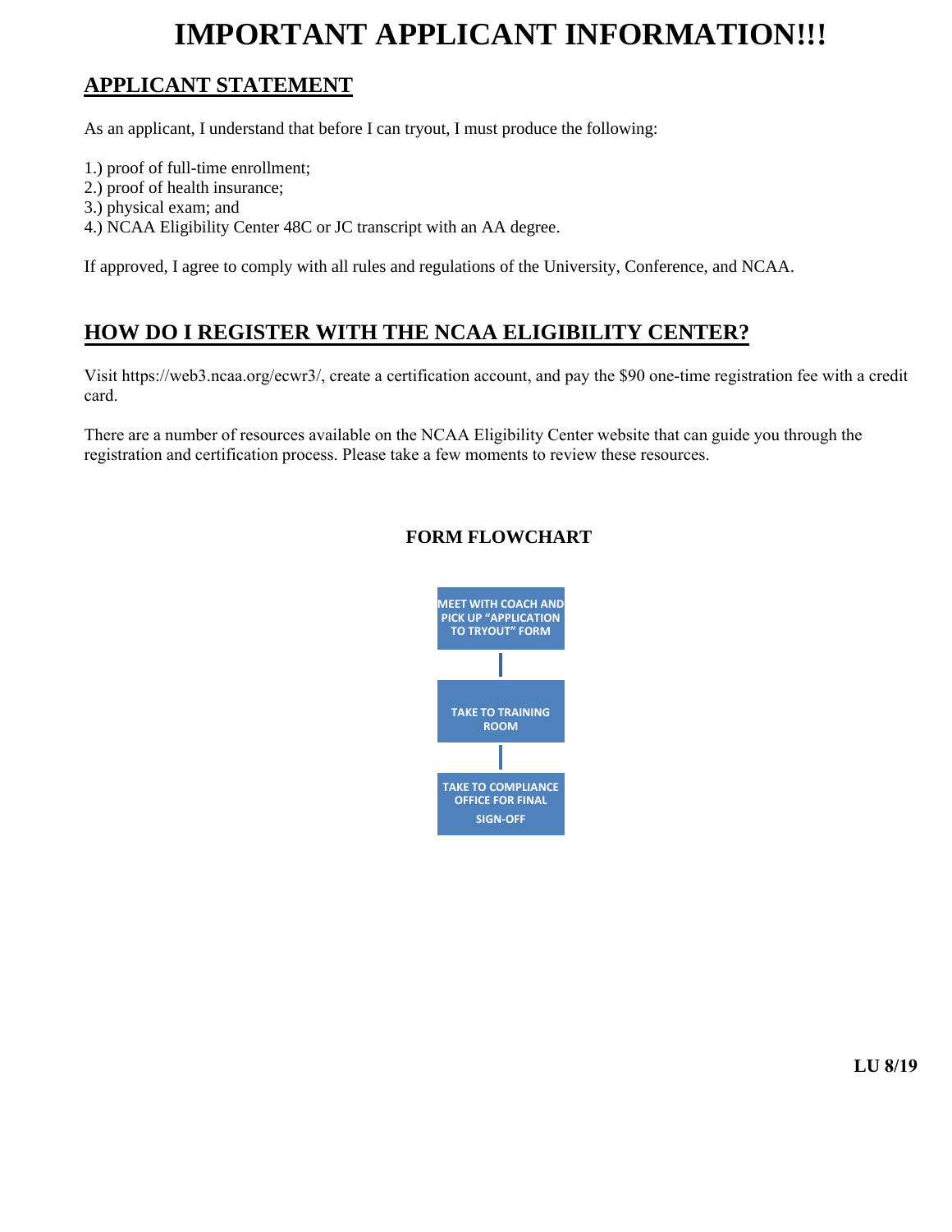# IMPORTANT APPLICANT INFORMATION!!!

## APPLICANT STATEMENT

As an applicant, I understand that before I can tryout, I must produce the following:

1.) proof of full-time enrollment;
2.) proof of health insurance;
3.) physical exam; and
4.) NCAA Eligibility Center 48C or JC transcript with an AA degree.

If approved, I agree to comply with all rules and regulations of the University, Conference, and NCAA.

## HOW DO I REGISTER WITH THE NCAA ELIGIBILITY CENTER?

Visit https://web3.ncaa.org/ecwr3/, create a certification account, and pay the $90 one-time registration fee with a credit card.

There are a number of resources available on the NCAA Eligibility Center website that can guide you through the registration and certification process. Please take a few moments to review these resources.

**FORM FLOWCHART**

MEET WITH COACH AND PICK UP "APPLICATION TO TRYOUT" FORM

TAKE TO TRAINING ROOM

TAKE TO COMPLIANCE OFFICE FOR FINAL SIGN-OFF

**LU 8/19**